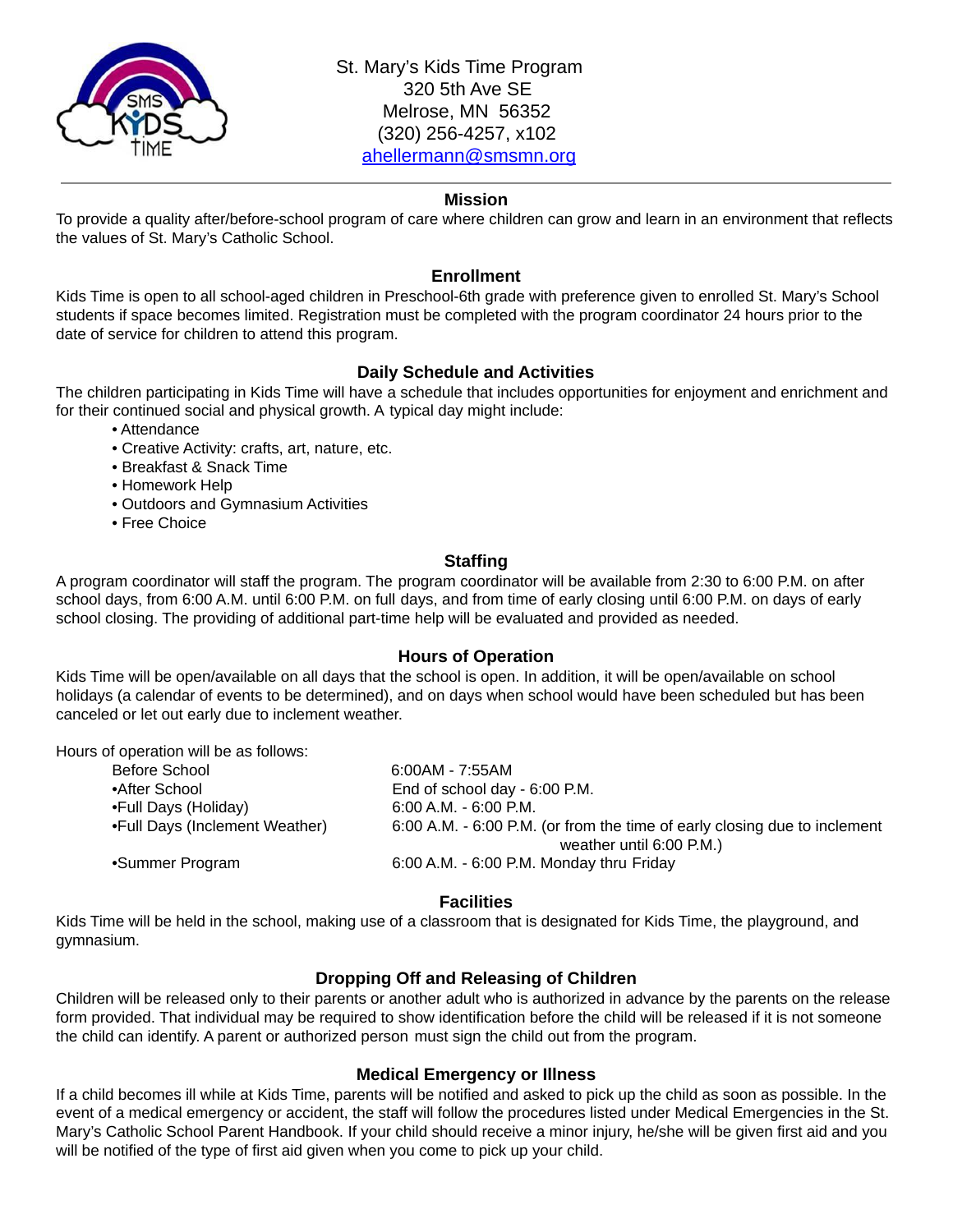St. Mary's Kids Time Program
320 5th Ave SE
Melrose, MN 56352
(320) 256-4257, x102
ahellermann@smsmn.org

---

## Mission

To provide a quality after/before-school program of care where children can grow and learn in an environment that reflects the values of St. Mary's Catholic School.

## Enrollment

Kids Time is open to all school-aged children in Preschool-6th grade with preference given to enrolled St. Mary's School students if space becomes limited. Registration must be completed with the program coordinator 24 hours prior to the date of service for children to attend this program.

## Daily Schedule and Activities

The children participating in Kids Time will have a schedule that includes opportunities for enjoyment and enrichment and for their continued social and physical growth. A typical day might include:

- Attendance
- Creative Activity: crafts, art, nature, etc.
- Breakfast & Snack Time
- Homework Help
- Outdoors and Gymnasium Activities
- Free Choice

## Staffing

A program coordinator will staff the program. The program coordinator will be available from 2:30 to 6:00 P.M. on after school days, from 6:00 A.M. until 6:00 P.M. on full days, and from time of early closing until 6:00 P.M. on days of early school closing. The providing of additional part-time help will be evaluated and provided as needed.

## Hours of Operation

Kids Time will be open/available on all days that the school is open. In addition, it will be open/available on school holidays (a calendar of events to be determined), and on days when school would have been scheduled but has been canceled or let out early due to inclement weather.

Hours of operation will be as follows:

| | |
|---|---|
| Before School | 6:00AM - 7:55AM |
| •After School | End of school day - 6:00 P.M. |
| •Full Days (Holiday) | 6:00 A.M. - 6:00 P.M. |
| •Full Days (Inclement Weather) | 6:00 A.M. - 6:00 P.M. (or from the time of early closing due to inclement weather until 6:00 P.M.) |
| •Summer Program | 6:00 A.M. - 6:00 P.M. Monday thru Friday |

## Facilities

Kids Time will be held in the school, making use of a classroom that is designated for Kids Time, the playground, and gymnasium.

## Dropping Off and Releasing of Children

Children will be released only to their parents or another adult who is authorized in advance by the parents on the release form provided. That individual may be required to show identification before the child will be released if it is not someone the child can identify. A parent or authorized person must sign the child out from the program.

## Medical Emergency or Illness

If a child becomes ill while at Kids Time, parents will be notified and asked to pick up the child as soon as possible. In the event of a medical emergency or accident, the staff will follow the procedures listed under Medical Emergencies in the St. Mary's Catholic School Parent Handbook. If your child should receive a minor injury, he/she will be given first aid and you will be notified of the type of first aid given when you come to pick up your child.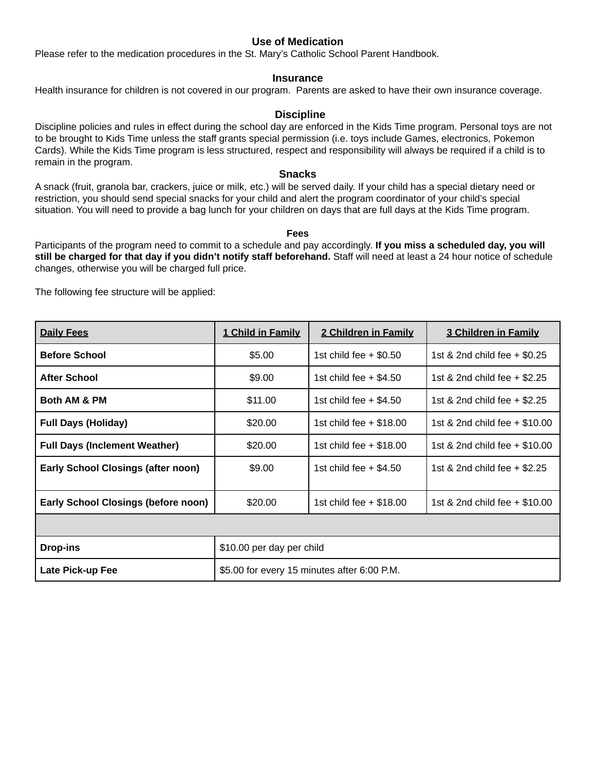## Use of Medication

Please refer to the medication procedures in the St. Mary's Catholic School Parent Handbook.

## Insurance

Health insurance for children is not covered in our program. Parents are asked to have their own insurance coverage.

## Discipline

Discipline policies and rules in effect during the school day are enforced in the Kids Time program. Personal toys are not to be brought to Kids Time unless the staff grants special permission (i.e. toys include Games, electronics, Pokemon Cards). While the Kids Time program is less structured, respect and responsibility will always be required if a child is to remain in the program.

## Snacks

A snack (fruit, granola bar, crackers, juice or milk, etc.) will be served daily. If your child has a special dietary need or restriction, you should send special snacks for your child and alert the program coordinator of your child's special situation. You will need to provide a bag lunch for your children on days that are full days at the Kids Time program.

## Fees

Participants of the program need to commit to a schedule and pay accordingly. **If you miss a scheduled day, you will still be charged for that day if you didn't notify staff beforehand.** Staff will need at least a 24 hour notice of schedule changes, otherwise you will be charged full price.

The following fee structure will be applied:

| Daily Fees | 1 Child in Family | 2 Children in Family | 3 Children in Family |
|---|---|---|---|
| **Before School** | $5.00 | 1st child fee + $0.50 | 1st & 2nd child fee + $0.25 |
| **After School** | $9.00 | 1st child fee + $4.50 | 1st & 2nd child fee + $2.25 |
| **Both AM & PM** | $11.00 | 1st child fee + $4.50 | 1st & 2nd child fee + $2.25 |
| **Full Days (Holiday)** | $20.00 | 1st child fee + $18.00 | 1st & 2nd child fee + $10.00 |
| **Full Days (Inclement Weather)** | $20.00 | 1st child fee + $18.00 | 1st & 2nd child fee + $10.00 |
| **Early School Closings (after noon)** | $9.00 | 1st child fee + $4.50 | 1st & 2nd child fee + $2.25 |
| **Early School Closings (before noon)** | $20.00 | 1st child fee + $18.00 | 1st & 2nd child fee + $10.00 |
| | | | |
| **Drop-ins** | $10.00 per day per child | | |
| **Late Pick-up Fee** | $5.00 for every 15 minutes after 6:00 P.M. | | |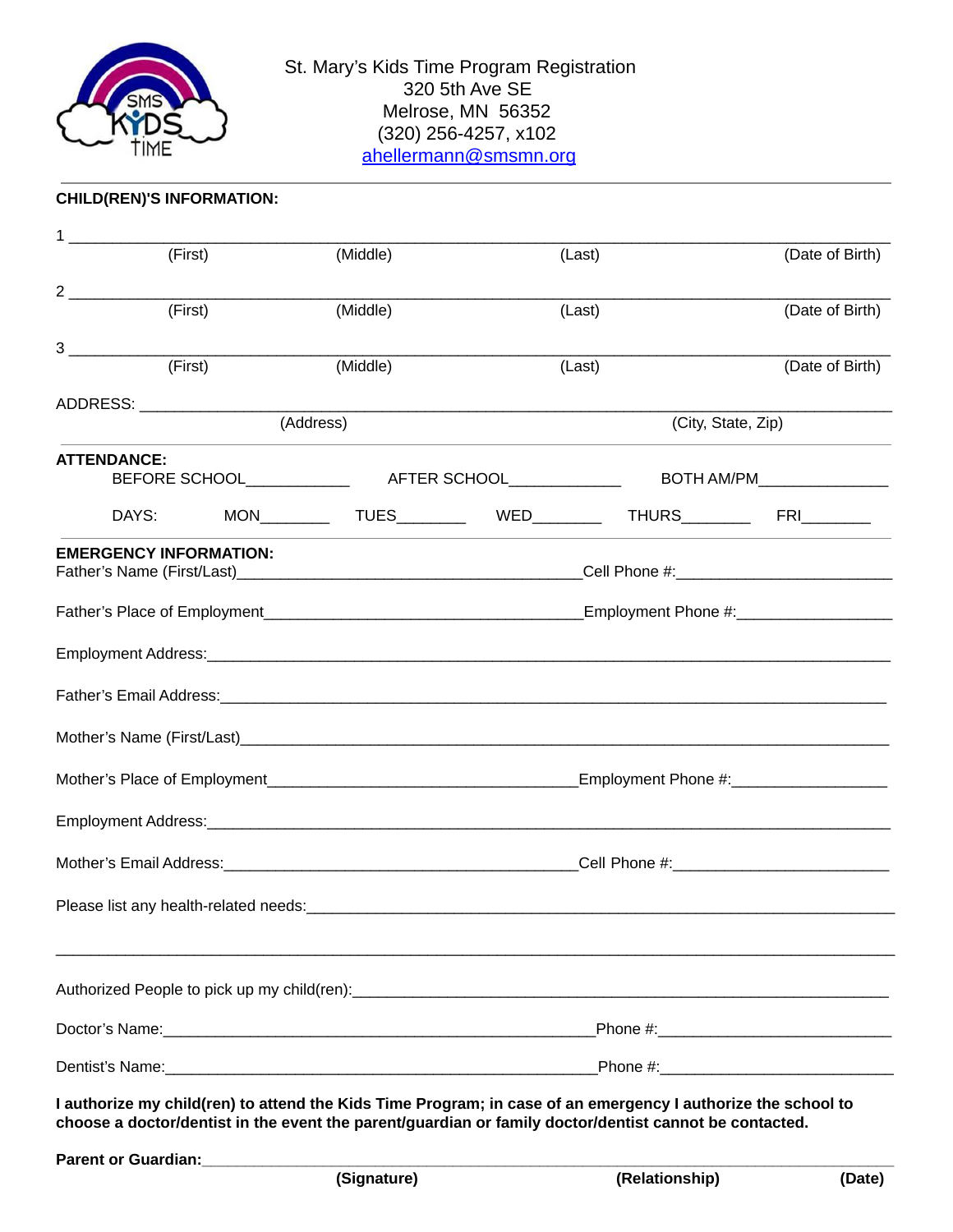St. Mary's Kids Time Program Registration
320 5th Ave SE
Melrose, MN 56352
(320) 256-4257, x102
ahellermann@smsmn.org

---

**CHILD(REN)'S INFORMATION:**

1 ____________________________________________________________________________
(First) (Middle) (Last) (Date of Birth)

2 ____________________________________________________________________________
(First) (Middle) (Last) (Date of Birth)

3 ____________________________________________________________________________
(First) (Middle) (Last) (Date of Birth)

ADDRESS: _____________________________________________________________________
(Address) (City, State, Zip)

**ATTENDANCE:**

BEFORE SCHOOL____________ AFTER SCHOOL_____________ BOTH AM/PM_______________

DAYS: MON________ TUES________ WED________ THURS________ FRI________

**EMERGENCY INFORMATION:**

Father's Name (First/Last)__________________________________________Cell Phone #:_________________________

Father's Place of Employment______________________________________Employment Phone #:__________________

Employment Address:_________________________________________________________________________________

Father's Email Address:______________________________________________________________________________

Mother's Name (First/Last)____________________________________________________________________________

Mother's Place of Employment_____________________________________Employment Phone #:__________________

Employment Address:_________________________________________________________________________________

Mother's Email Address:___________________________________________Cell Phone #:_________________________

Please list any health-related needs:_____________________________________________________________________

_______________________________________________________________________________________________

Authorized People to pick up my child(ren):________________________________________________________________

Doctor's Name:____________________________________________________Phone #:____________________________

Dentist's Name:___________________________________________________Phone #:____________________________

**I authorize my child(ren) to attend the Kids Time Program; in case of an emergency I authorize the school to choose a doctor/dentist in the event the parent/guardian or family doctor/dentist cannot be contacted.**

**Parent or Guardian:**_________________________________________________________________________________
**(Signature)** **(Relationship)** **(Date)**